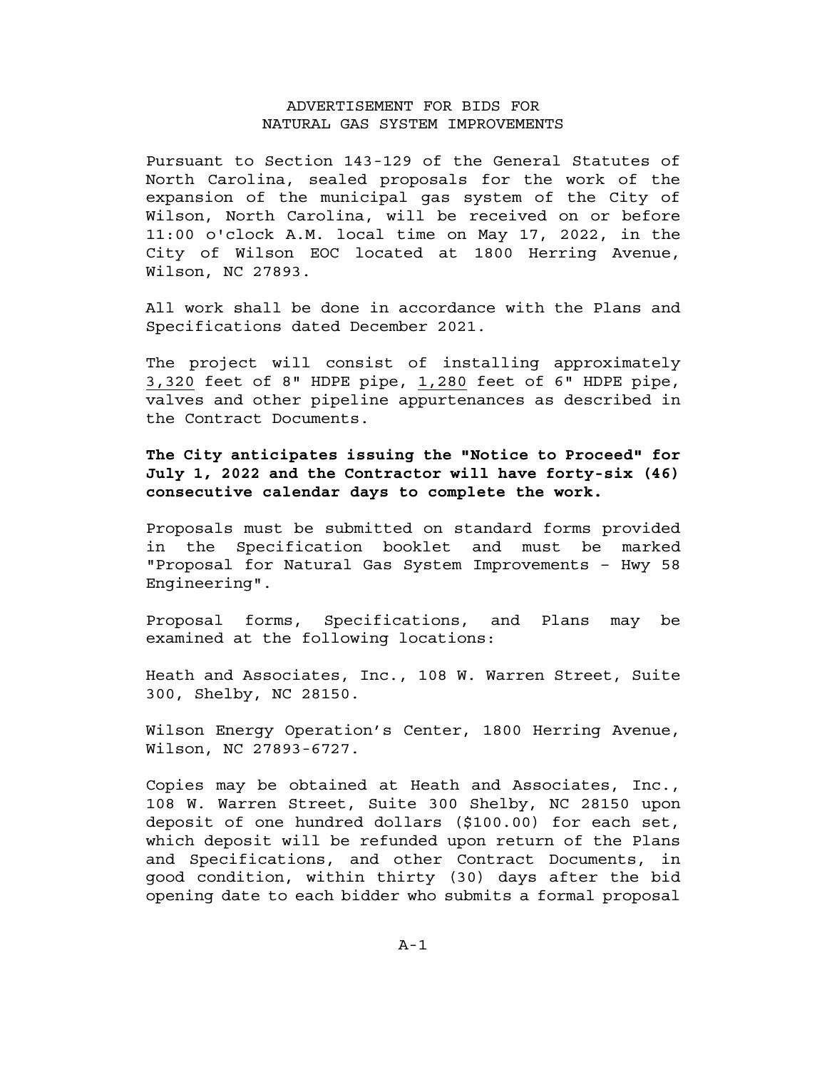# ADVERTISEMENT FOR BIDS FOR NATURAL GAS SYSTEM IMPROVEMENTS

Pursuant to Section 143-129 of the General Statutes of North Carolina, sealed proposals for the work of the expansion of the municipal gas system of the City of Wilson, North Carolina, will be received on or before 11:00 o'clock A.M. local time on May 17, 2022, in the City of Wilson EOC located at 1800 Herring Avenue, Wilson, NC 27893.

All work shall be done in accordance with the Plans and Specifications dated December 2021.

The project will consist of installing approximately 3,320 feet of 8" HDPE pipe, 1,280 feet of 6" HDPE pipe, valves and other pipeline appurtenances as described in the Contract Documents.

**The City anticipates issuing the "Notice to Proceed" for July 1, 2022 and the Contractor will have forty-six (46) consecutive calendar days to complete the work.**

Proposals must be submitted on standard forms provided in the Specification booklet and must be marked "Proposal for Natural Gas System Improvements – Hwy 58 Engineering".

Proposal forms, Specifications, and Plans may be examined at the following locations:

Heath and Associates, Inc., 108 W. Warren Street, Suite 300, Shelby, NC 28150.

Wilson Energy Operation's Center, 1800 Herring Avenue, Wilson, NC 27893-6727.

Copies may be obtained at Heath and Associates, Inc., 108 W. Warren Street, Suite 300 Shelby, NC 28150 upon deposit of one hundred dollars ($100.00) for each set, which deposit will be refunded upon return of the Plans and Specifications, and other Contract Documents, in good condition, within thirty (30) days after the bid opening date to each bidder who submits a formal proposal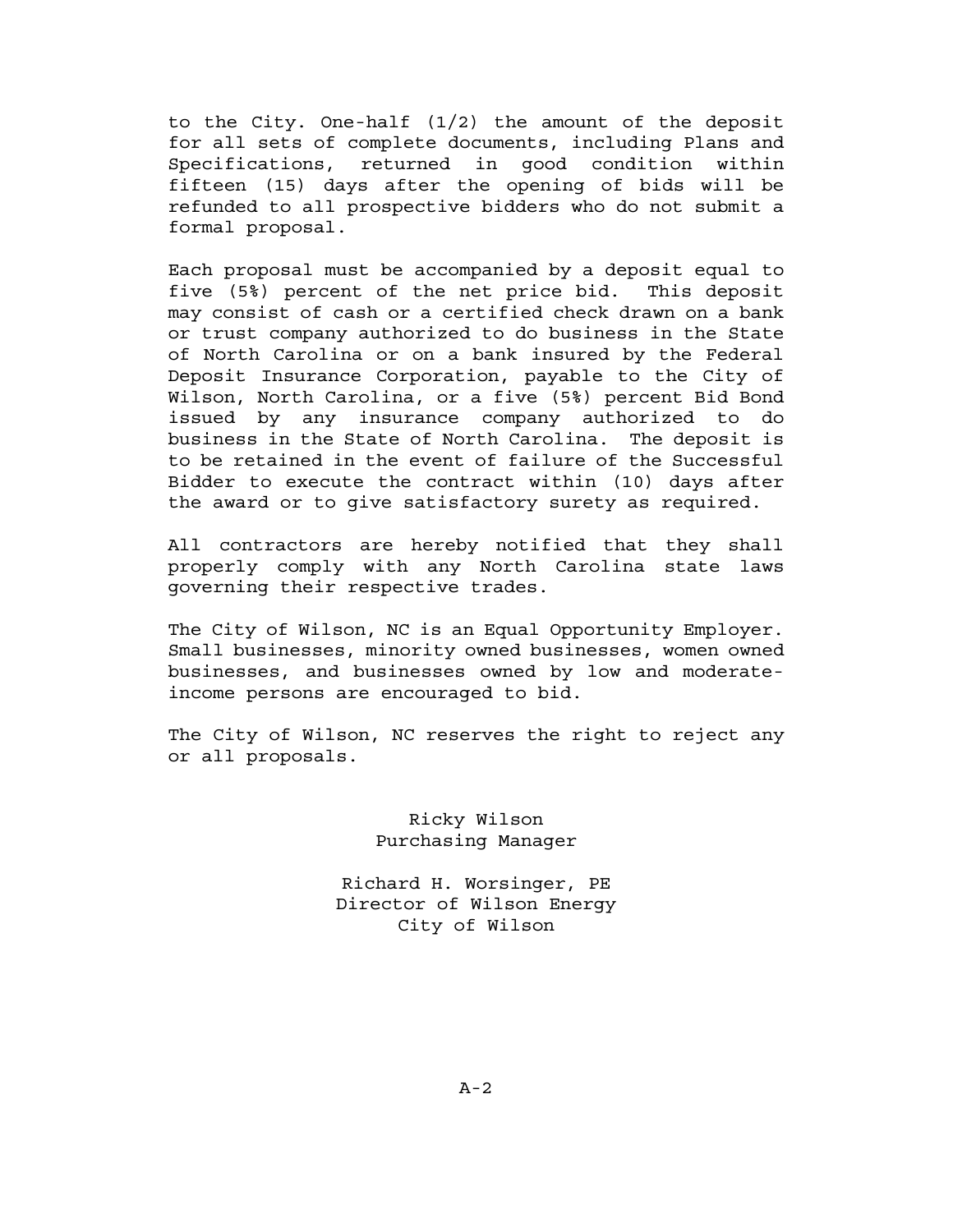to the City. One-half (1/2) the amount of the deposit for all sets of complete documents, including Plans and Specifications, returned in good condition within fifteen (15) days after the opening of bids will be refunded to all prospective bidders who do not submit a formal proposal.

Each proposal must be accompanied by a deposit equal to five (5%) percent of the net price bid. This deposit may consist of cash or a certified check drawn on a bank or trust company authorized to do business in the State of North Carolina or on a bank insured by the Federal Deposit Insurance Corporation, payable to the City of Wilson, North Carolina, or a five (5%) percent Bid Bond issued by any insurance company authorized to do business in the State of North Carolina. The deposit is to be retained in the event of failure of the Successful Bidder to execute the contract within (10) days after the award or to give satisfactory surety as required.

All contractors are hereby notified that they shall properly comply with any North Carolina state laws governing their respective trades.

The City of Wilson, NC is an Equal Opportunity Employer. Small businesses, minority owned businesses, women owned businesses, and businesses owned by low and moderate-income persons are encouraged to bid.

The City of Wilson, NC reserves the right to reject any or all proposals.

Ricky Wilson
Purchasing Manager

Richard H. Worsinger, PE
Director of Wilson Energy
City of Wilson